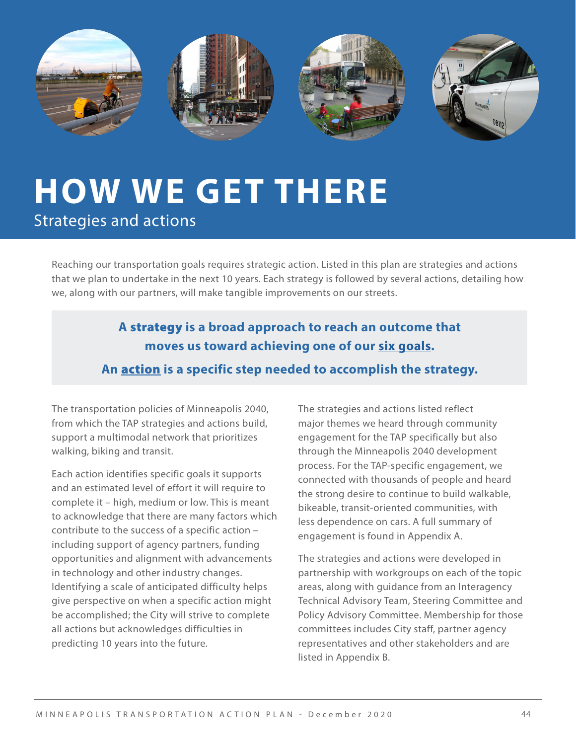# HOW WE GET THERE

## Strategies and actions

Reaching our transportation goals requires strategic action. Listed in this plan are strategies and actions that we plan to undertake in the next 10 years. Each strategy is followed by several actions, detailing how we, along with our partners, will make tangible improvements on our streets.

**A strategy is a broad approach to reach an outcome that moves us toward achieving one of our six goals.**

**An action is a specific step needed to accomplish the strategy.**

The transportation policies of Minneapolis 2040, from which the TAP strategies and actions build, support a multimodal network that prioritizes walking, biking and transit.

Each action identifies specific goals it supports and an estimated level of effort it will require to complete it – high, medium or low. This is meant to acknowledge that there are many factors which contribute to the success of a specific action – including support of agency partners, funding opportunities and alignment with advancements in technology and other industry changes. Identifying a scale of anticipated difficulty helps give perspective on when a specific action might be accomplished; the City will strive to complete all actions but acknowledges difficulties in predicting 10 years into the future.

The strategies and actions listed reflect major themes we heard through community engagement for the TAP specifically but also through the Minneapolis 2040 development process. For the TAP-specific engagement, we connected with thousands of people and heard the strong desire to continue to build walkable, bikeable, transit-oriented communities, with less dependence on cars. A full summary of engagement is found in Appendix A.

The strategies and actions were developed in partnership with workgroups on each of the topic areas, along with guidance from an Interagency Technical Advisory Team, Steering Committee and Policy Advisory Committee. Membership for those committees includes City staff, partner agency representatives and other stakeholders and are listed in Appendix B.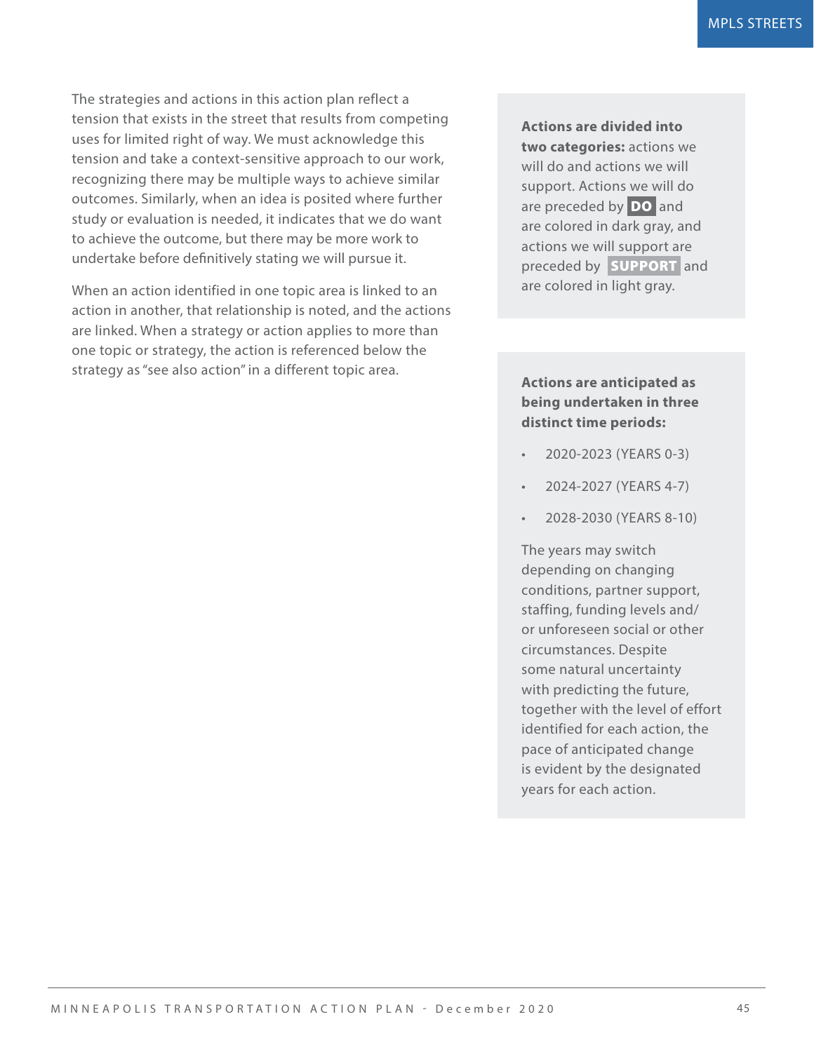The strategies and actions in this action plan reflect a tension that exists in the street that results from competing uses for limited right of way. We must acknowledge this tension and take a context-sensitive approach to our work, recognizing there may be multiple ways to achieve similar outcomes. Similarly, when an idea is posited where further study or evaluation is needed, it indicates that we do want to achieve the outcome, but there may be more work to undertake before definitively stating we will pursue it.

When an action identified in one topic area is linked to an action in another, that relationship is noted, and the actions are linked. When a strategy or action applies to more than one topic or strategy, the action is referenced below the strategy as "see also action" in a different topic area.

**Actions are divided into two categories:** actions we will do and actions we will support. Actions we will do are preceded by **DO** and are colored in dark gray, and actions we will support are preceded by **SUPPORT** and are colored in light gray.

**Actions are anticipated as being undertaken in three distinct time periods:**

- 2020-2023 (YEARS 0-3)
- 2024-2027 (YEARS 4-7)
- 2028-2030 (YEARS 8-10)

The years may switch depending on changing conditions, partner support, staffing, funding levels and/or unforeseen social or other circumstances. Despite some natural uncertainty with predicting the future, together with the level of effort identified for each action, the pace of anticipated change is evident by the designated years for each action.